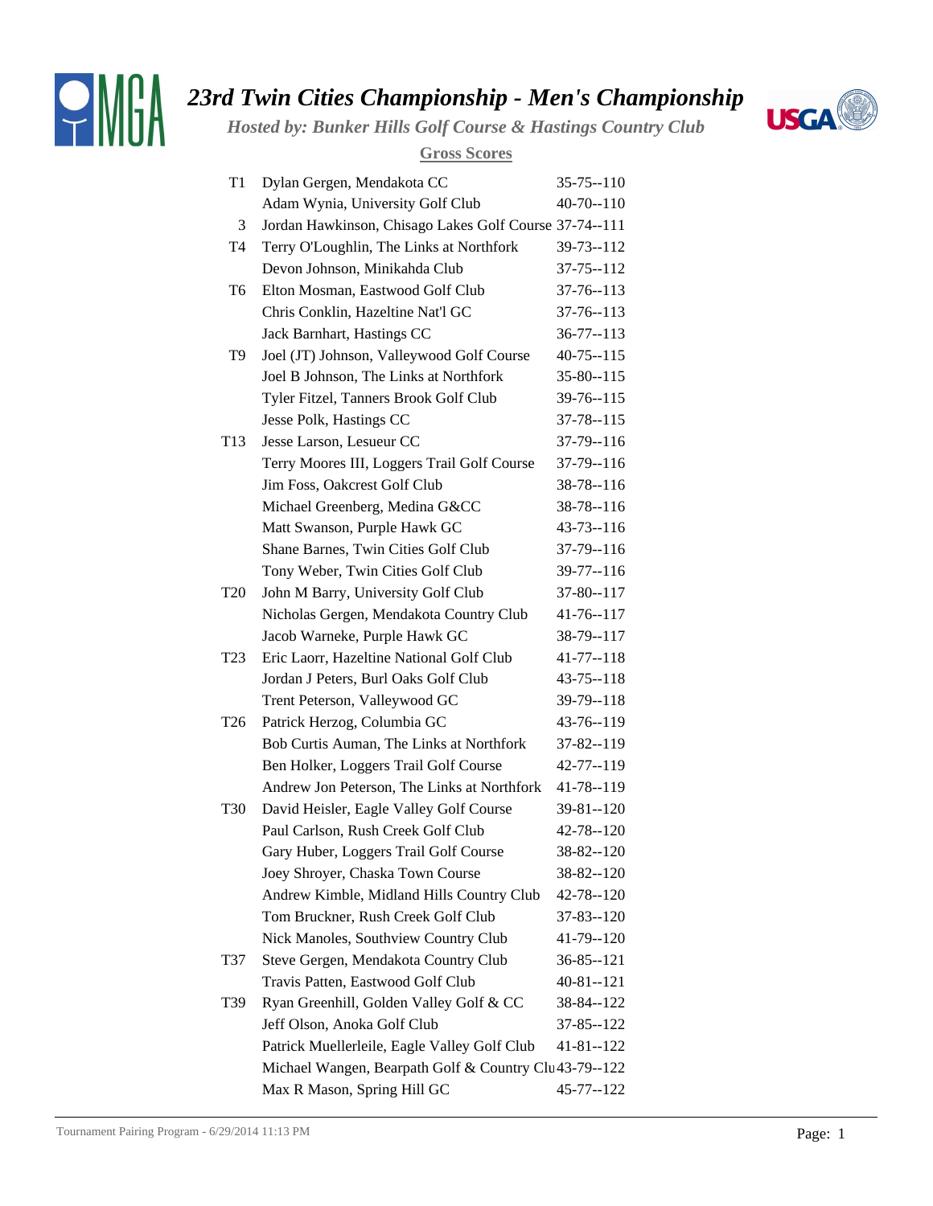# 23rd Twin Cities Championship - Men's Championship

*Hosted by: Bunker Hills Golf Course & Hastings Country Club*

## Gross Scores

| Pos | Player | Score |
|---|---|---|
| T1 | Dylan Gergen, Mendakota CC | 35-75--110 |
| | Adam Wynia, University Golf Club | 40-70--110 |
| 3 | Jordan Hawkinson, Chisago Lakes Golf Course | 37-74--111 |
| T4 | Terry O'Loughlin, The Links at Northfork | 39-73--112 |
| | Devon Johnson, Minikahda Club | 37-75--112 |
| T6 | Elton Mosman, Eastwood Golf Club | 37-76--113 |
| | Chris Conklin, Hazeltine Nat'l GC | 37-76--113 |
| | Jack Barnhart, Hastings CC | 36-77--113 |
| T9 | Joel (JT) Johnson, Valleywood Golf Course | 40-75--115 |
| | Joel B Johnson, The Links at Northfork | 35-80--115 |
| | Tyler Fitzel, Tanners Brook Golf Club | 39-76--115 |
| | Jesse Polk, Hastings CC | 37-78--115 |
| T13 | Jesse Larson, Lesueur CC | 37-79--116 |
| | Terry Moores III, Loggers Trail Golf Course | 37-79--116 |
| | Jim Foss, Oakcrest Golf Club | 38-78--116 |
| | Michael Greenberg, Medina G&CC | 38-78--116 |
| | Matt Swanson, Purple Hawk GC | 43-73--116 |
| | Shane Barnes, Twin Cities Golf Club | 37-79--116 |
| | Tony Weber, Twin Cities Golf Club | 39-77--116 |
| T20 | John M Barry, University Golf Club | 37-80--117 |
| | Nicholas Gergen, Mendakota Country Club | 41-76--117 |
| | Jacob Warneke, Purple Hawk GC | 38-79--117 |
| T23 | Eric Laorr, Hazeltine National Golf Club | 41-77--118 |
| | Jordan J Peters, Burl Oaks Golf Club | 43-75--118 |
| | Trent Peterson, Valleywood GC | 39-79--118 |
| T26 | Patrick Herzog, Columbia GC | 43-76--119 |
| | Bob Curtis Auman, The Links at Northfork | 37-82--119 |
| | Ben Holker, Loggers Trail Golf Course | 42-77--119 |
| | Andrew Jon Peterson, The Links at Northfork | 41-78--119 |
| T30 | David Heisler, Eagle Valley Golf Course | 39-81--120 |
| | Paul Carlson, Rush Creek Golf Club | 42-78--120 |
| | Gary Huber, Loggers Trail Golf Course | 38-82--120 |
| | Joey Shroyer, Chaska Town Course | 38-82--120 |
| | Andrew Kimble, Midland Hills Country Club | 42-78--120 |
| | Tom Bruckner, Rush Creek Golf Club | 37-83--120 |
| | Nick Manoles, Southview Country Club | 41-79--120 |
| T37 | Steve Gergen, Mendakota Country Club | 36-85--121 |
| | Travis Patten, Eastwood Golf Club | 40-81--121 |
| T39 | Ryan Greenhill, Golden Valley Golf & CC | 38-84--122 |
| | Jeff Olson, Anoka Golf Club | 37-85--122 |
| | Patrick Muellerleile, Eagle Valley Golf Club | 41-81--122 |
| | Michael Wangen, Bearpath Golf & Country Clu | 43-79--122 |
| | Max R Mason, Spring Hill GC | 45-77--122 |

Tournament Pairing Program - 6/29/2014 11:13 PM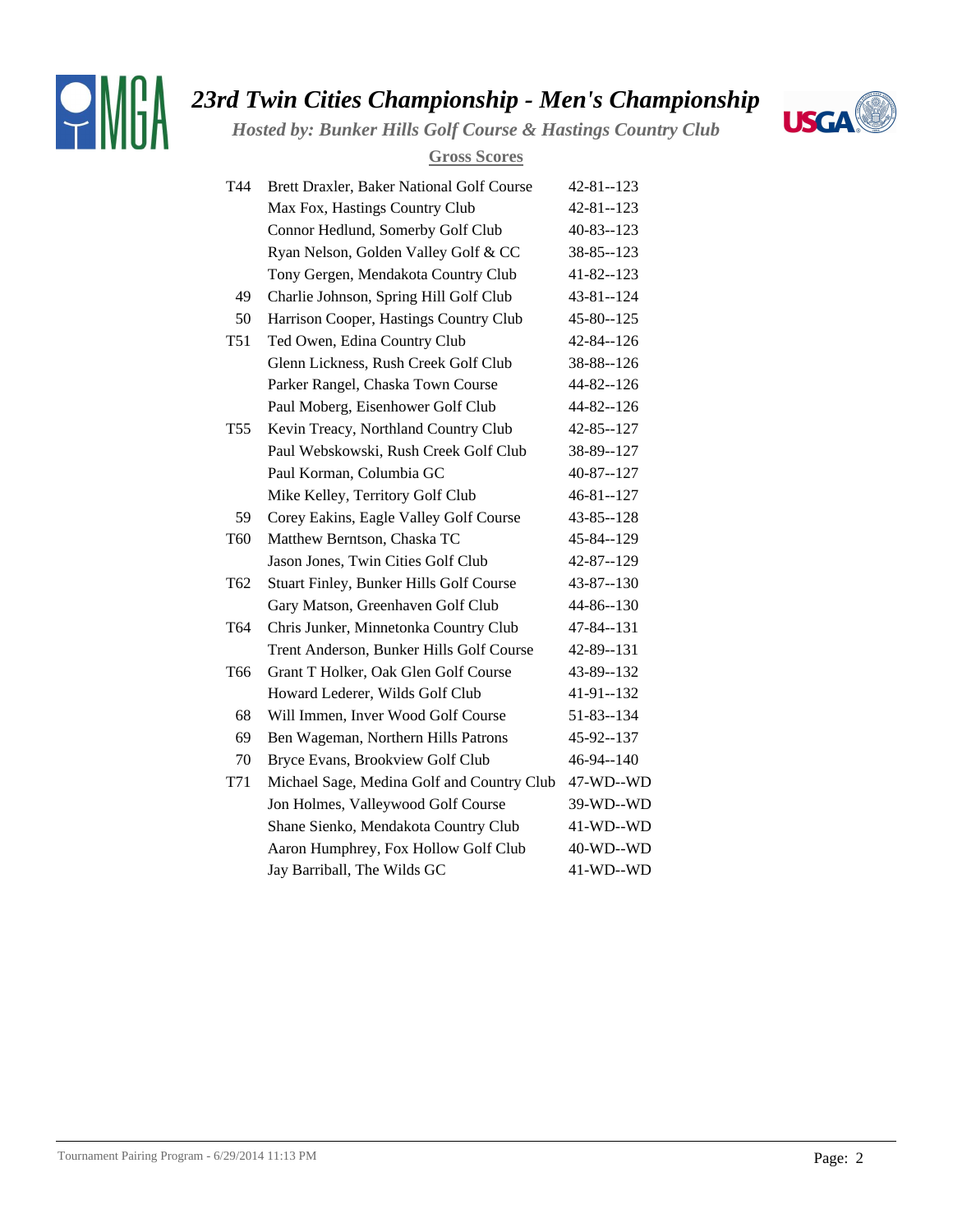# 23rd Twin Cities Championship - Men's Championship

*Hosted by: Bunker Hills Golf Course & Hastings Country Club*

## Gross Scores

| | | |
|---|---|---|
| T44 | Brett Draxler, Baker National Golf Course | 42-81--123 |
| | Max Fox, Hastings Country Club | 42-81--123 |
| | Connor Hedlund, Somerby Golf Club | 40-83--123 |
| | Ryan Nelson, Golden Valley Golf & CC | 38-85--123 |
| | Tony Gergen, Mendakota Country Club | 41-82--123 |
| 49 | Charlie Johnson, Spring Hill Golf Club | 43-81--124 |
| 50 | Harrison Cooper, Hastings Country Club | 45-80--125 |
| T51 | Ted Owen, Edina Country Club | 42-84--126 |
| | Glenn Lickness, Rush Creek Golf Club | 38-88--126 |
| | Parker Rangel, Chaska Town Course | 44-82--126 |
| | Paul Moberg, Eisenhower Golf Club | 44-82--126 |
| T55 | Kevin Treacy, Northland Country Club | 42-85--127 |
| | Paul Webskowski, Rush Creek Golf Club | 38-89--127 |
| | Paul Korman, Columbia GC | 40-87--127 |
| | Mike Kelley, Territory Golf Club | 46-81--127 |
| 59 | Corey Eakins, Eagle Valley Golf Course | 43-85--128 |
| T60 | Matthew Berntson, Chaska TC | 45-84--129 |
| | Jason Jones, Twin Cities Golf Club | 42-87--129 |
| T62 | Stuart Finley, Bunker Hills Golf Course | 43-87--130 |
| | Gary Matson, Greenhaven Golf Club | 44-86--130 |
| T64 | Chris Junker, Minnetonka Country Club | 47-84--131 |
| | Trent Anderson, Bunker Hills Golf Course | 42-89--131 |
| T66 | Grant T Holker, Oak Glen Golf Course | 43-89--132 |
| | Howard Lederer, Wilds Golf Club | 41-91--132 |
| 68 | Will Immen, Inver Wood Golf Course | 51-83--134 |
| 69 | Ben Wageman, Northern Hills Patrons | 45-92--137 |
| 70 | Bryce Evans, Brookview Golf Club | 46-94--140 |
| T71 | Michael Sage, Medina Golf and Country Club | 47-WD--WD |
| | Jon Holmes, Valleywood Golf Course | 39-WD--WD |
| | Shane Sienko, Mendakota Country Club | 41-WD--WD |
| | Aaron Humphrey, Fox Hollow Golf Club | 40-WD--WD |
| | Jay Barriball, The Wilds GC | 41-WD--WD |

Tournament Pairing Program - 6/29/2014 11:13 PM